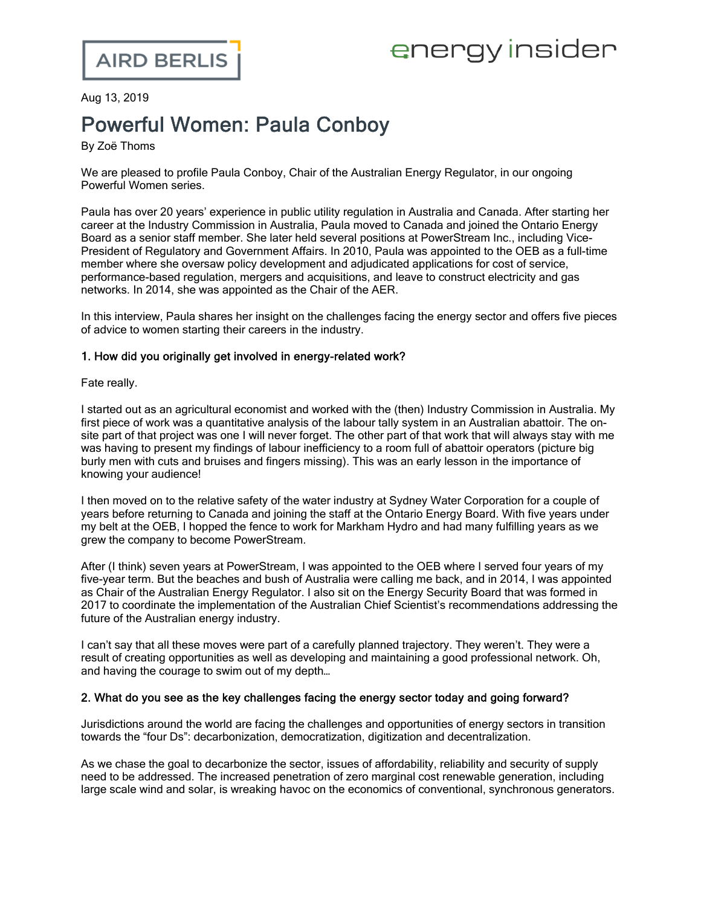AIRD BERLIS

energy insider

Aug 13, 2019

# Powerful Women: Paula Conboy

By Zoë Thoms

We are pleased to profile Paula Conboy, Chair of the Australian Energy Regulator, in our ongoing Powerful Women series.

Paula has over 20 years' experience in public utility regulation in Australia and Canada. After starting her career at the Industry Commission in Australia, Paula moved to Canada and joined the Ontario Energy Board as a senior staff member. She later held several positions at PowerStream Inc., including Vice-President of Regulatory and Government Affairs. In 2010, Paula was appointed to the OEB as a full-time member where she oversaw policy development and adjudicated applications for cost of service, performance-based regulation, mergers and acquisitions, and leave to construct electricity and gas networks. In 2014, she was appointed as the Chair of the AER.

In this interview, Paula shares her insight on the challenges facing the energy sector and offers five pieces of advice to women starting their careers in the industry.

**1. How did you originally get involved in energy-related work?**

Fate really.

I started out as an agricultural economist and worked with the (then) Industry Commission in Australia. My first piece of work was a quantitative analysis of the labour tally system in an Australian abattoir. The on-site part of that project was one I will never forget. The other part of that work that will always stay with me was having to present my findings of labour inefficiency to a room full of abattoir operators (picture big burly men with cuts and bruises and fingers missing). This was an early lesson in the importance of knowing your audience!

I then moved on to the relative safety of the water industry at Sydney Water Corporation for a couple of years before returning to Canada and joining the staff at the Ontario Energy Board. With five years under my belt at the OEB, I hopped the fence to work for Markham Hydro and had many fulfilling years as we grew the company to become PowerStream.

After (I think) seven years at PowerStream, I was appointed to the OEB where I served four years of my five-year term. But the beaches and bush of Australia were calling me back, and in 2014, I was appointed as Chair of the Australian Energy Regulator. I also sit on the Energy Security Board that was formed in 2017 to coordinate the implementation of the Australian Chief Scientist's recommendations addressing the future of the Australian energy industry.

I can't say that all these moves were part of a carefully planned trajectory. They weren't. They were a result of creating opportunities as well as developing and maintaining a good professional network. Oh, and having the courage to swim out of my depth…

**2. What do you see as the key challenges facing the energy sector today and going forward?**

Jurisdictions around the world are facing the challenges and opportunities of energy sectors in transition towards the "four Ds": decarbonization, democratization, digitization and decentralization.

As we chase the goal to decarbonize the sector, issues of affordability, reliability and security of supply need to be addressed. The increased penetration of zero marginal cost renewable generation, including large scale wind and solar, is wreaking havoc on the economics of conventional, synchronous generators.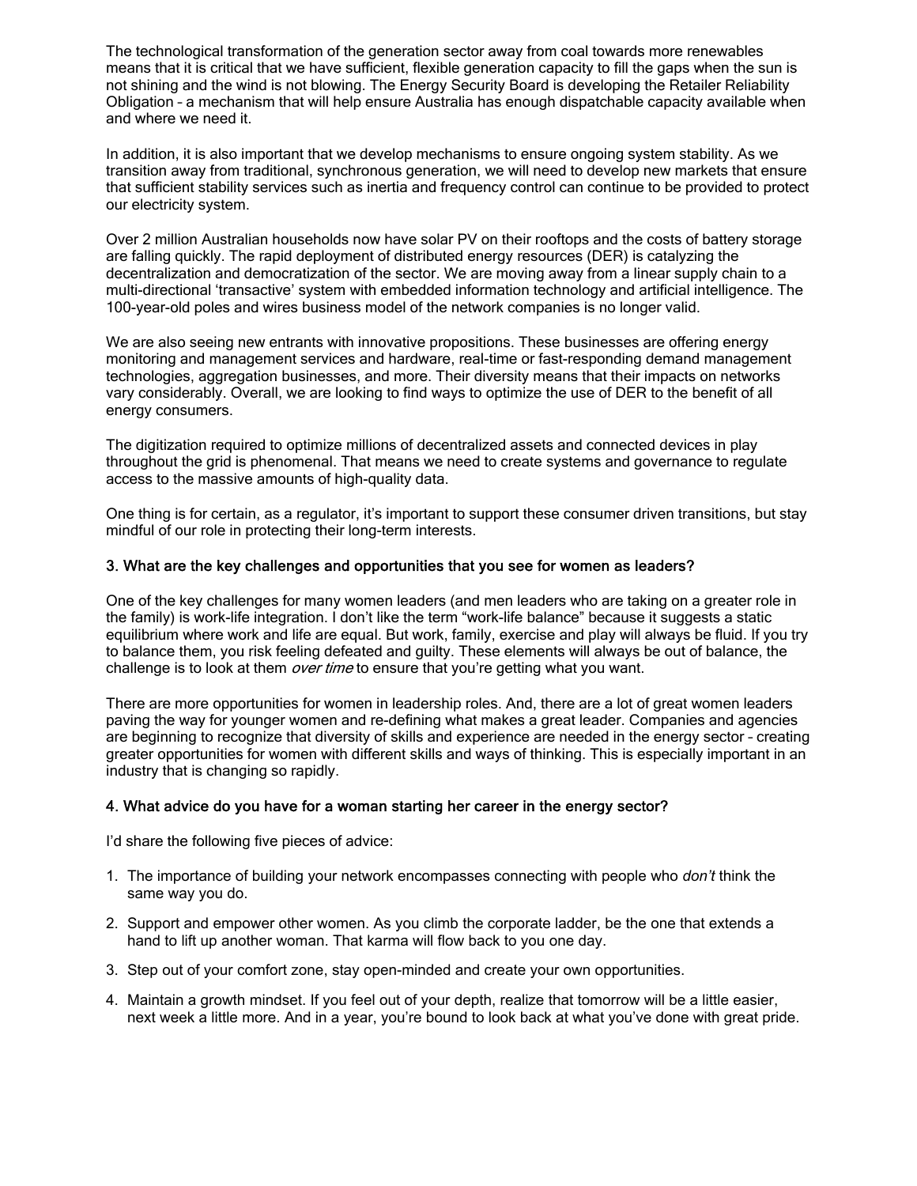The technological transformation of the generation sector away from coal towards more renewables means that it is critical that we have sufficient, flexible generation capacity to fill the gaps when the sun is not shining and the wind is not blowing. The Energy Security Board is developing the Retailer Reliability Obligation – a mechanism that will help ensure Australia has enough dispatchable capacity available when and where we need it.

In addition, it is also important that we develop mechanisms to ensure ongoing system stability. As we transition away from traditional, synchronous generation, we will need to develop new markets that ensure that sufficient stability services such as inertia and frequency control can continue to be provided to protect our electricity system.

Over 2 million Australian households now have solar PV on their rooftops and the costs of battery storage are falling quickly. The rapid deployment of distributed energy resources (DER) is catalyzing the decentralization and democratization of the sector. We are moving away from a linear supply chain to a multi-directional 'transactive' system with embedded information technology and artificial intelligence. The 100-year-old poles and wires business model of the network companies is no longer valid.

We are also seeing new entrants with innovative propositions. These businesses are offering energy monitoring and management services and hardware, real-time or fast-responding demand management technologies, aggregation businesses, and more. Their diversity means that their impacts on networks vary considerably. Overall, we are looking to find ways to optimize the use of DER to the benefit of all energy consumers.

The digitization required to optimize millions of decentralized assets and connected devices in play throughout the grid is phenomenal. That means we need to create systems and governance to regulate access to the massive amounts of high-quality data.

One thing is for certain, as a regulator, it's important to support these consumer driven transitions, but stay mindful of our role in protecting their long-term interests.

### 3. What are the key challenges and opportunities that you see for women as leaders?

One of the key challenges for many women leaders (and men leaders who are taking on a greater role in the family) is work-life integration. I don't like the term "work-life balance" because it suggests a static equilibrium where work and life are equal. But work, family, exercise and play will always be fluid. If you try to balance them, you risk feeling defeated and guilty. These elements will always be out of balance, the challenge is to look at them *over time* to ensure that you're getting what you want.

There are more opportunities for women in leadership roles. And, there are a lot of great women leaders paving the way for younger women and re-defining what makes a great leader. Companies and agencies are beginning to recognize that diversity of skills and experience are needed in the energy sector – creating greater opportunities for women with different skills and ways of thinking. This is especially important in an industry that is changing so rapidly.

### 4. What advice do you have for a woman starting her career in the energy sector?

I'd share the following five pieces of advice:

1. The importance of building your network encompasses connecting with people who *don't* think the same way you do.
2. Support and empower other women. As you climb the corporate ladder, be the one that extends a hand to lift up another woman. That karma will flow back to you one day.
3. Step out of your comfort zone, stay open-minded and create your own opportunities.
4. Maintain a growth mindset. If you feel out of your depth, realize that tomorrow will be a little easier, next week a little more. And in a year, you're bound to look back at what you've done with great pride.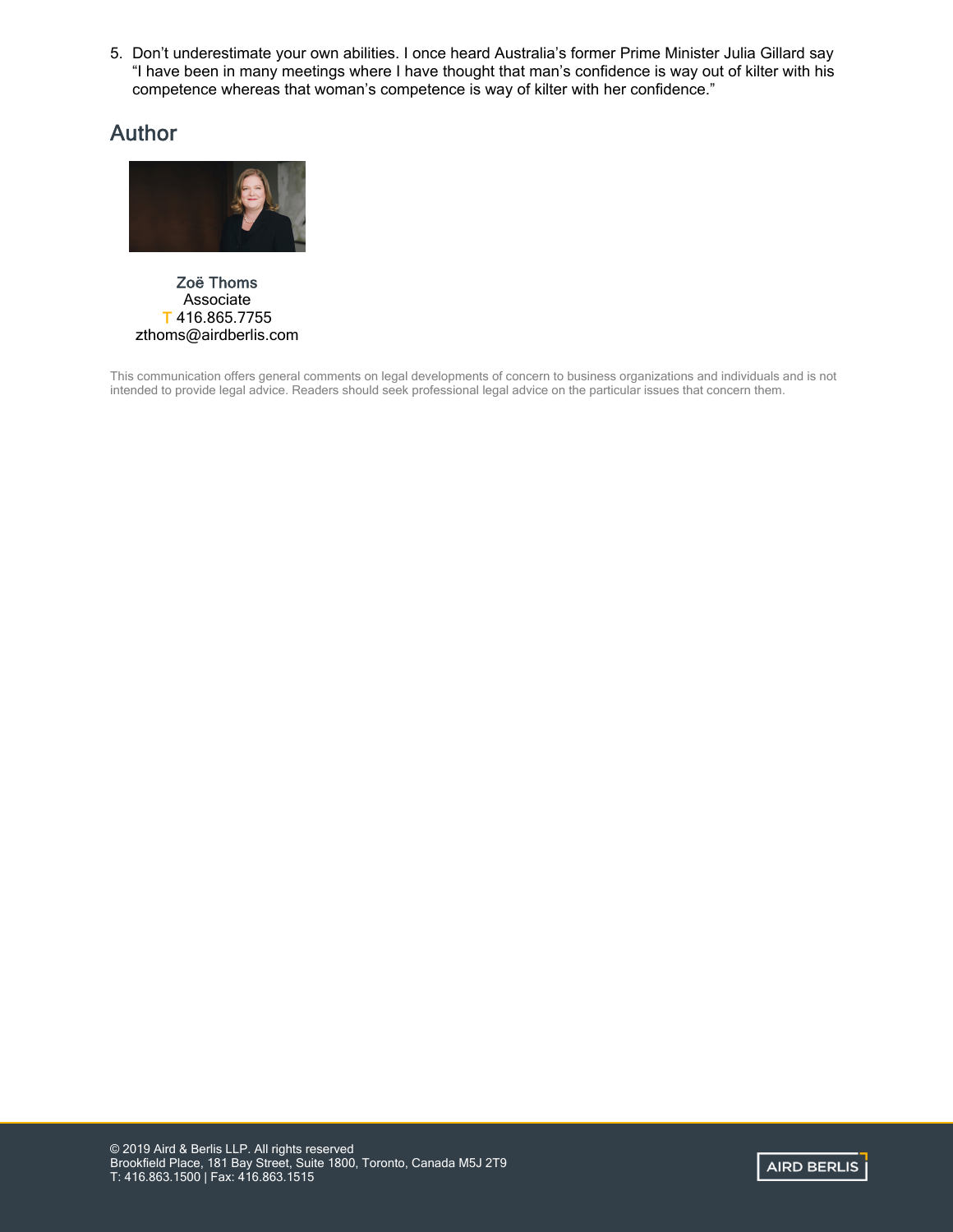5. Don't underestimate your own abilities. I once heard Australia's former Prime Minister Julia Gillard say "I have been in many meetings where I have thought that man's confidence is way out of kilter with his competence whereas that woman's competence is way of kilter with her confidence."

## Author

**Zoë Thoms**
Associate
T 416.865.7755
zthoms@airdberlis.com

This communication offers general comments on legal developments of concern to business organizations and individuals and is not intended to provide legal advice. Readers should seek professional legal advice on the particular issues that concern them.

© 2019 Aird & Berlis LLP. All rights reserved
Brookfield Place, 181 Bay Street, Suite 1800, Toronto, Canada M5J 2T9
T: 416.863.1500 | Fax: 416.863.1515

AIRD BERLIS